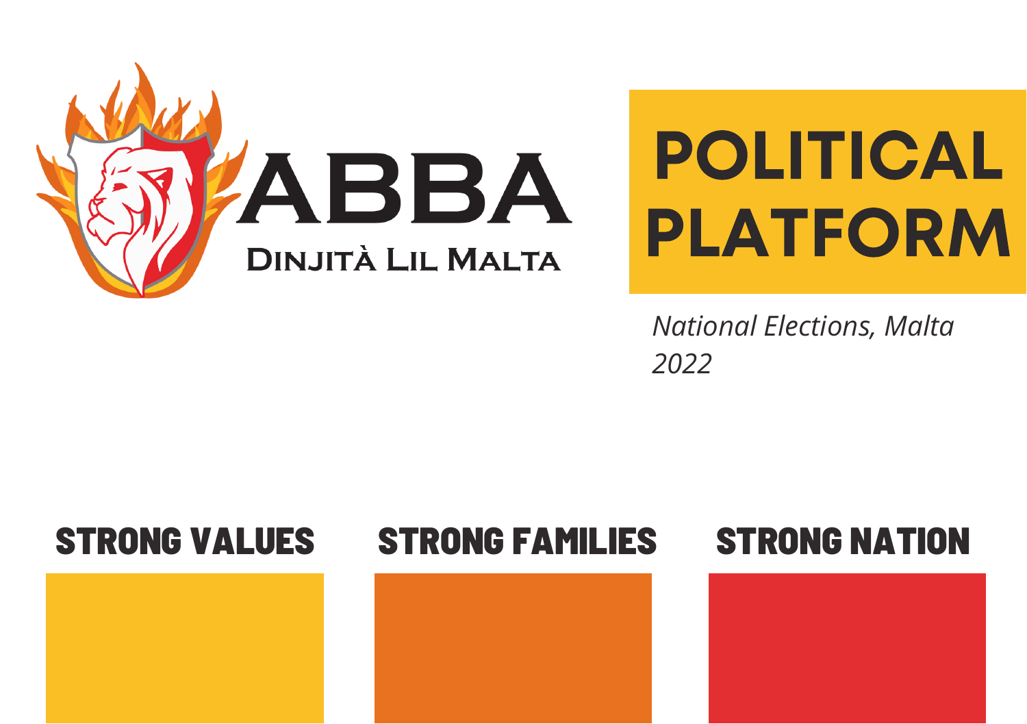# ABBA

DINJITÀ LIL MALTA

# POLITICAL PLATFORM

*National Elections, Malta 2022*

## STRONG VALUES

## STRONG FAMILIES

## STRONG NATION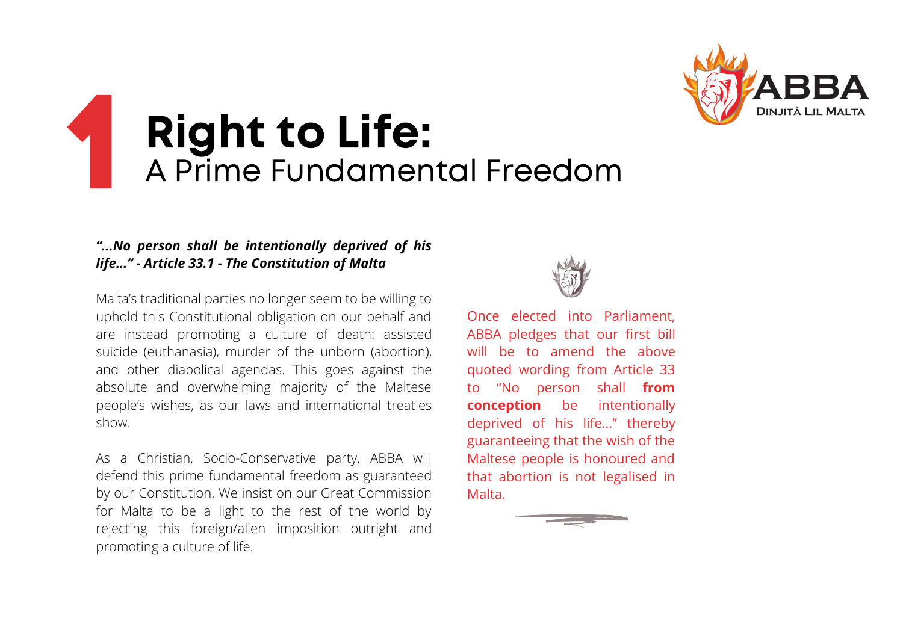# 1 Right to Life:
## A Prime Fundamental Freedom

***"...No person shall be intentionally deprived of his life..." - Article 33.1 - The Constitution of Malta***

Malta's traditional parties no longer seem to be willing to uphold this Constitutional obligation on our behalf and are instead promoting a culture of death: assisted suicide (euthanasia), murder of the unborn (abortion), and other diabolical agendas. This goes against the absolute and overwhelming majority of the Maltese people's wishes, as our laws and international treaties show.

As a Christian, Socio-Conservative party, ABBA will defend this prime fundamental freedom as guaranteed by our Constitution. We insist on our Great Commission for Malta to be a light to the rest of the world by rejecting this foreign/alien imposition outright and promoting a culture of life.

Once elected into Parliament, ABBA pledges that our first bill will be to amend the above quoted wording from Article 33 to "No person shall **from conception** be intentionally deprived of his life..." thereby guaranteeing that the wish of the Maltese people is honoured and that abortion is not legalised in Malta.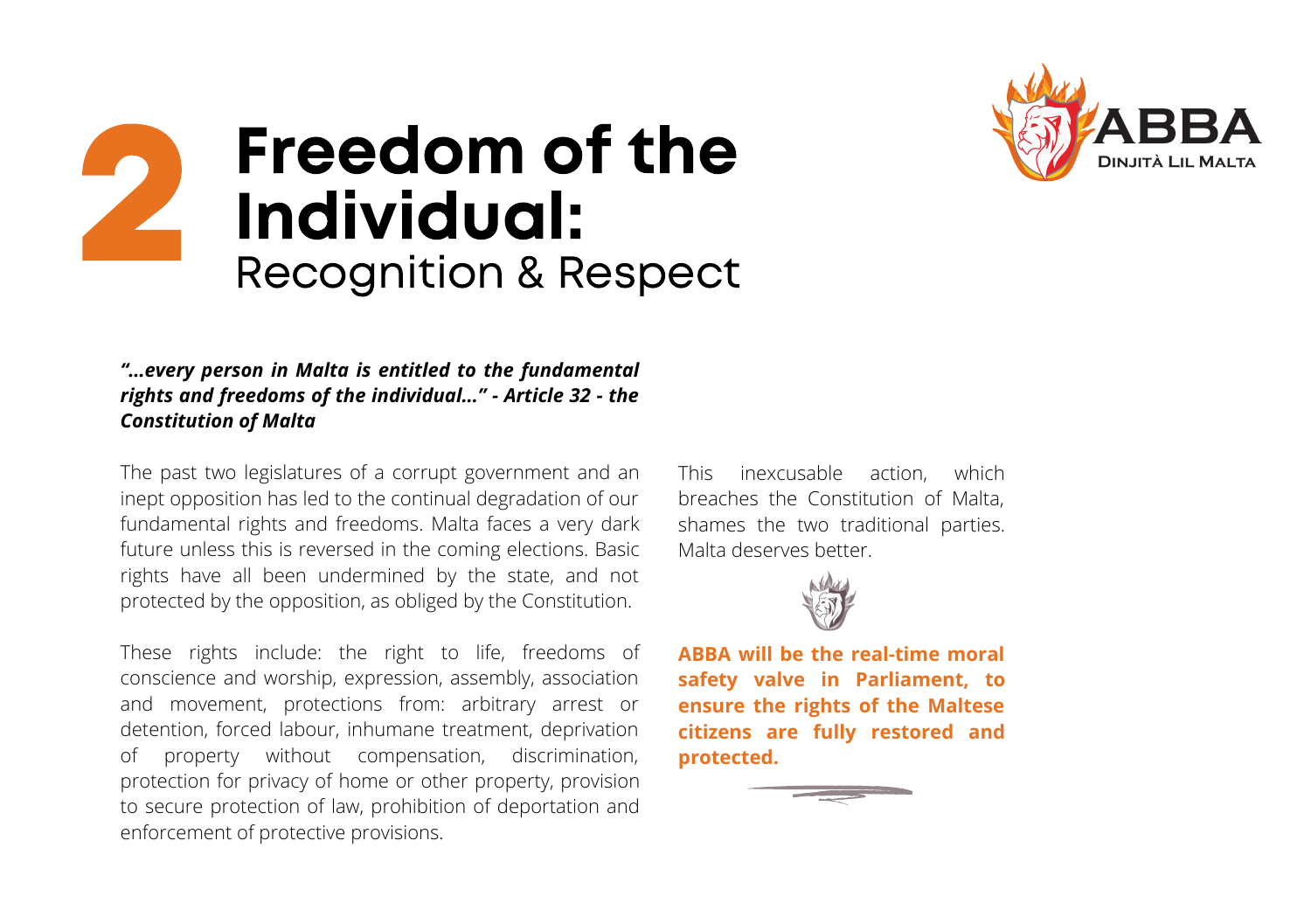# 2 Freedom of the Individual: Recognition & Respect

***"...every person in Malta is entitled to the fundamental rights and freedoms of the individual..." - Article 32 - the Constitution of Malta***

The past two legislatures of a corrupt government and an inept opposition has led to the continual degradation of our fundamental rights and freedoms. Malta faces a very dark future unless this is reversed in the coming elections. Basic rights have all been undermined by the state, and not protected by the opposition, as obliged by the Constitution.

These rights include: the right to life, freedoms of conscience and worship, expression, assembly, association and movement, protections from: arbitrary arrest or detention, forced labour, inhumane treatment, deprivation of property without compensation, discrimination, protection for privacy of home or other property, provision to secure protection of law, prohibition of deportation and enforcement of protective provisions.

This inexcusable action, which breaches the Constitution of Malta, shames the two traditional parties. Malta deserves better.

**ABBA will be the real-time moral safety valve in Parliament, to ensure the rights of the Maltese citizens are fully restored and protected.**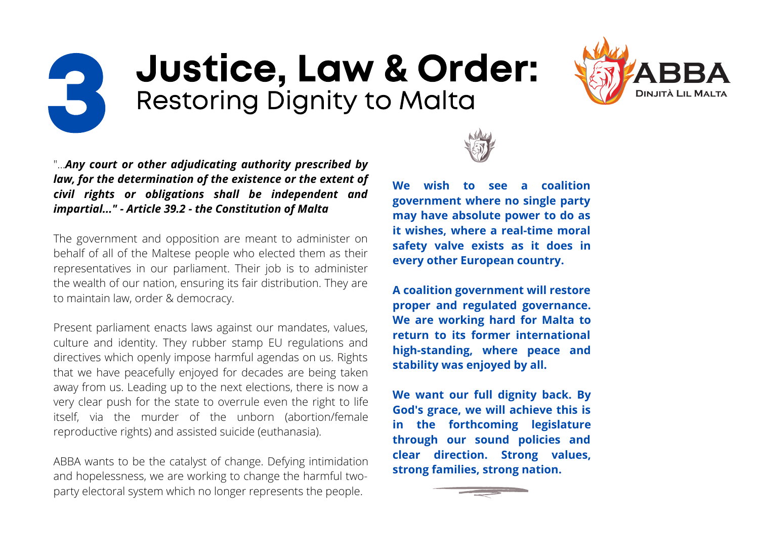# 3 Justice, Law & Order:
## Restoring Dignity to Malta

ABBA
Dinjità Lil Malta

"...***Any court or other adjudicating authority prescribed by law, for the determination of the existence or the extent of civil rights or obligations shall be independent and impartial..." - Article 39.2 - the Constitution of Malta***

The government and opposition are meant to administer on behalf of all of the Maltese people who elected them as their representatives in our parliament. Their job is to administer the wealth of our nation, ensuring its fair distribution. They are to maintain law, order & democracy.

Present parliament enacts laws against our mandates, values, culture and identity. They rubber stamp EU regulations and directives which openly impose harmful agendas on us. Rights that we have peacefully enjoyed for decades are being taken away from us. Leading up to the next elections, there is now a very clear push for the state to overrule even the right to life itself, via the murder of the unborn (abortion/female reproductive rights) and assisted suicide (euthanasia).

ABBA wants to be the catalyst of change. Defying intimidation and hopelessness, we are working to change the harmful two-party electoral system which no longer represents the people.

**We wish to see a coalition government where no single party may have absolute power to do as it wishes, where a real-time moral safety valve exists as it does in every other European country.**

**A coalition government will restore proper and regulated governance. We are working hard for Malta to return to its former international high-standing, where peace and stability was enjoyed by all.**

**We want our full dignity back. By God's grace, we will achieve this is in the forthcoming legislature through our sound policies and clear direction. Strong values, strong families, strong nation.**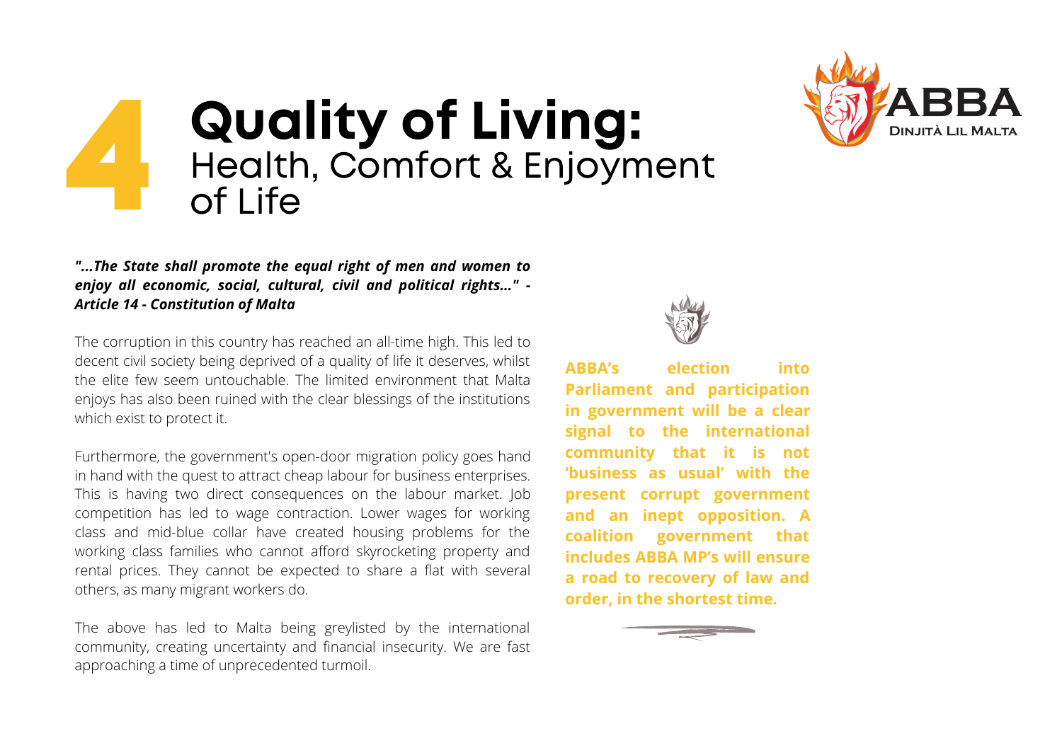# 4 Quality of Living: Health, Comfort & Enjoyment of Life

ABBA
Dinjità Lil Malta

***"...The State shall promote the equal right of men and women to enjoy all economic, social, cultural, civil and political rights..." - Article 14 - Constitution of Malta***

The corruption in this country has reached an all-time high. This led to decent civil society being deprived of a quality of life it deserves, whilst the elite few seem untouchable. The limited environment that Malta enjoys has also been ruined with the clear blessings of the institutions which exist to protect it.

Furthermore, the government's open-door migration policy goes hand in hand with the quest to attract cheap labour for business enterprises. This is having two direct consequences on the labour market. Job competition has led to wage contraction. Lower wages for working class and mid-blue collar have created housing problems for the working class families who cannot afford skyrocketing property and rental prices. They cannot be expected to share a flat with several others, as many migrant workers do.

The above has led to Malta being greylisted by the international community, creating uncertainty and financial insecurity. We are fast approaching a time of unprecedented turmoil.

**ABBA's election into Parliament and participation in government will be a clear signal to the international community that it is not 'business as usual' with the present corrupt government and an inept opposition. A coalition government that includes ABBA MP's will ensure a road to recovery of law and order, in the shortest time.**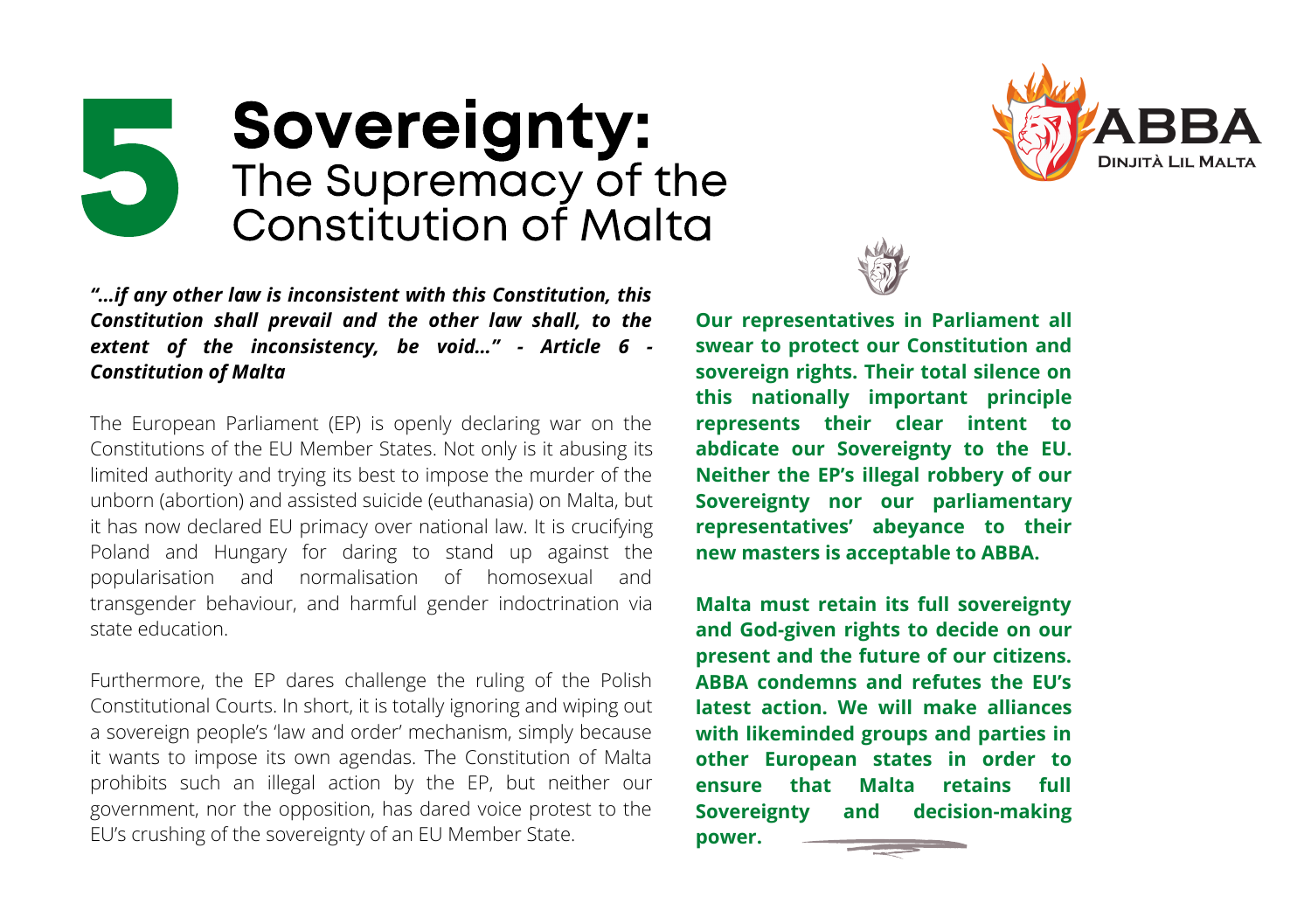# 5 Sovereignty: The Supremacy of the Constitution of Malta

***"...if any other law is inconsistent with this Constitution, this Constitution shall prevail and the other law shall, to the extent of the inconsistency, be void..." - Article 6 - Constitution of Malta***

The European Parliament (EP) is openly declaring war on the Constitutions of the EU Member States. Not only is it abusing its limited authority and trying its best to impose the murder of the unborn (abortion) and assisted suicide (euthanasia) on Malta, but it has now declared EU primacy over national law. It is crucifying Poland and Hungary for daring to stand up against the popularisation and normalisation of homosexual and transgender behaviour, and harmful gender indoctrination via state education.

Furthermore, the EP dares challenge the ruling of the Polish Constitutional Courts. In short, it is totally ignoring and wiping out a sovereign people's 'law and order' mechanism, simply because it wants to impose its own agendas. The Constitution of Malta prohibits such an illegal action by the EP, but neither our government, nor the opposition, has dared voice protest to the EU's crushing of the sovereignty of an EU Member State.

**Our representatives in Parliament all swear to protect our Constitution and sovereign rights. Their total silence on this nationally important principle represents their clear intent to abdicate our Sovereignty to the EU. Neither the EP's illegal robbery of our Sovereignty nor our parliamentary representatives' abeyance to their new masters is acceptable to ABBA.**

**Malta must retain its full sovereignty and God-given rights to decide on our present and the future of our citizens. ABBA condemns and refutes the EU's latest action. We will make alliances with likeminded groups and parties in other European states in order to ensure that Malta retains full Sovereignty and decision-making power.**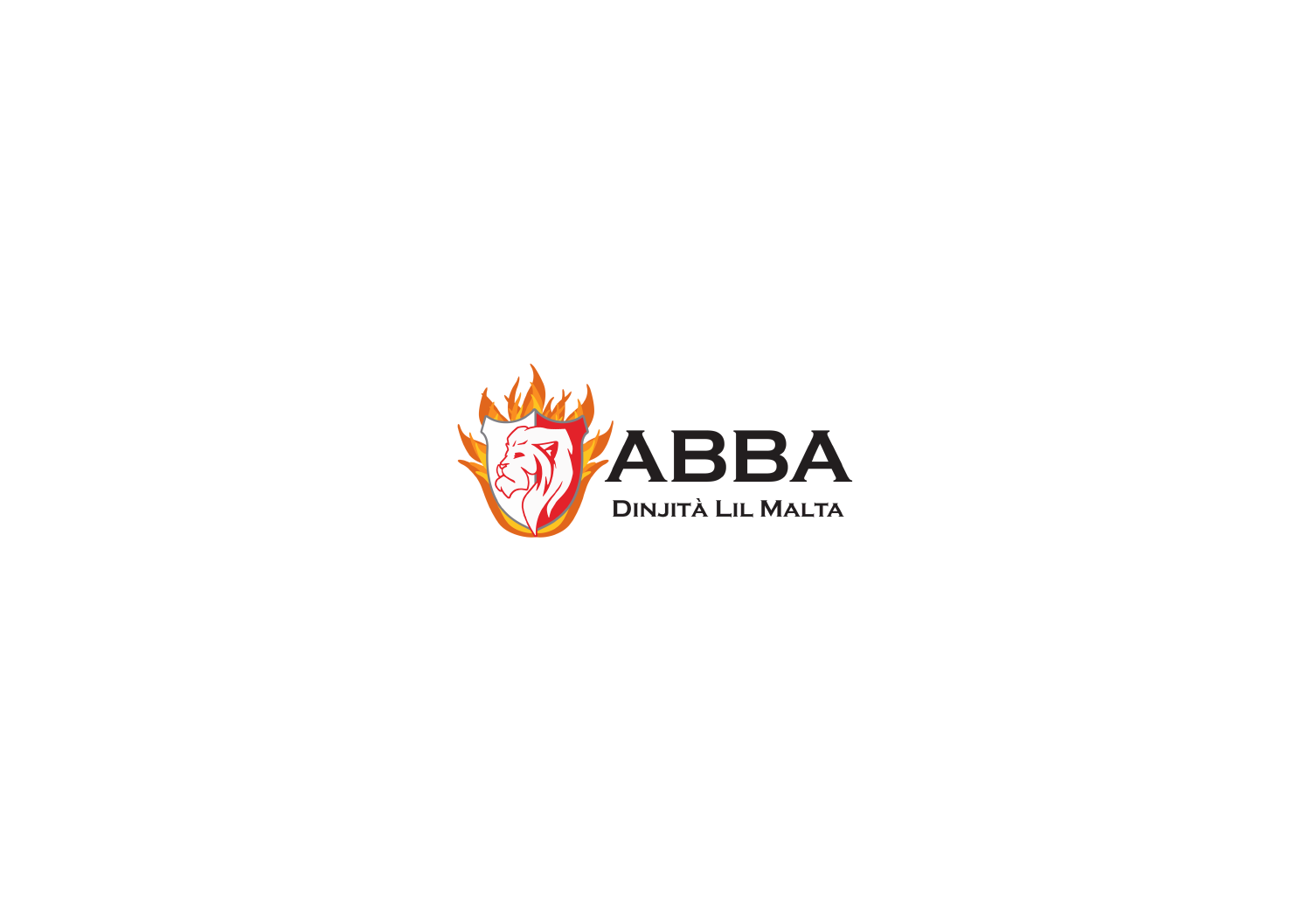ABBA

Dinjità Lil Malta